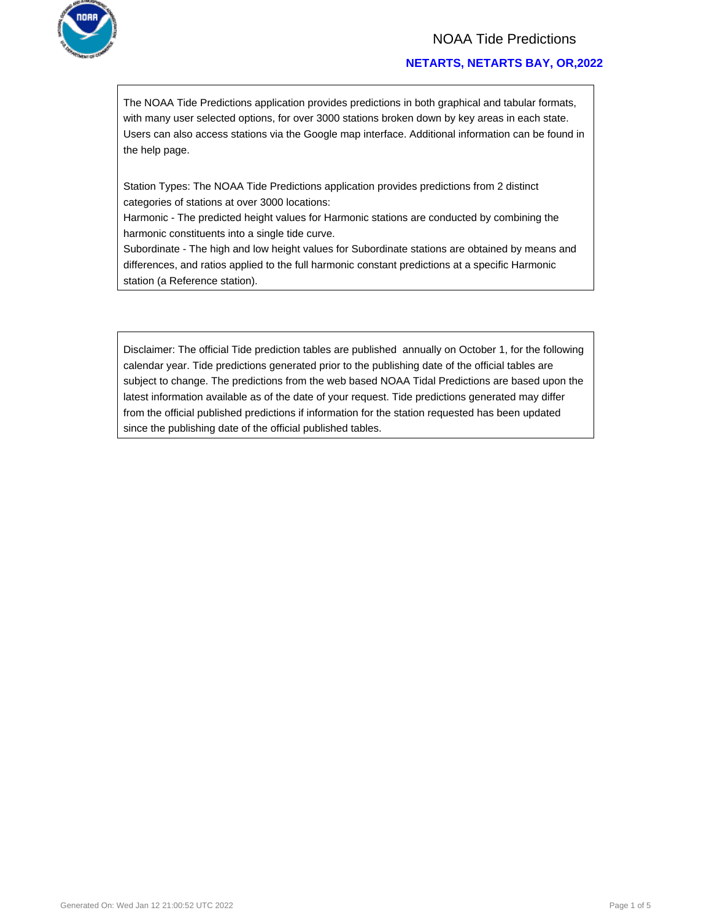# NOAA Tide Predictions

## NETARTS, NETARTS BAY, OR,2022

The NOAA Tide Predictions application provides predictions in both graphical and tabular formats, with many user selected options, for over 3000 stations broken down by key areas in each state. Users can also access stations via the Google map interface. Additional information can be found in the help page.

Station Types: The NOAA Tide Predictions application provides predictions from 2 distinct categories of stations at over 3000 locations:
Harmonic - The predicted height values for Harmonic stations are conducted by combining the harmonic constituents into a single tide curve.
Subordinate - The high and low height values for Subordinate stations are obtained by means and differences, and ratios applied to the full harmonic constant predictions at a specific Harmonic station (a Reference station).

Disclaimer: The official Tide prediction tables are published annually on October 1, for the following calendar year. Tide predictions generated prior to the publishing date of the official tables are subject to change. The predictions from the web based NOAA Tidal Predictions are based upon the latest information available as of the date of your request. Tide predictions generated may differ from the official published predictions if information for the station requested has been updated since the publishing date of the official published tables.

Generated On: Wed Jan 12 21:00:52 UTC 2022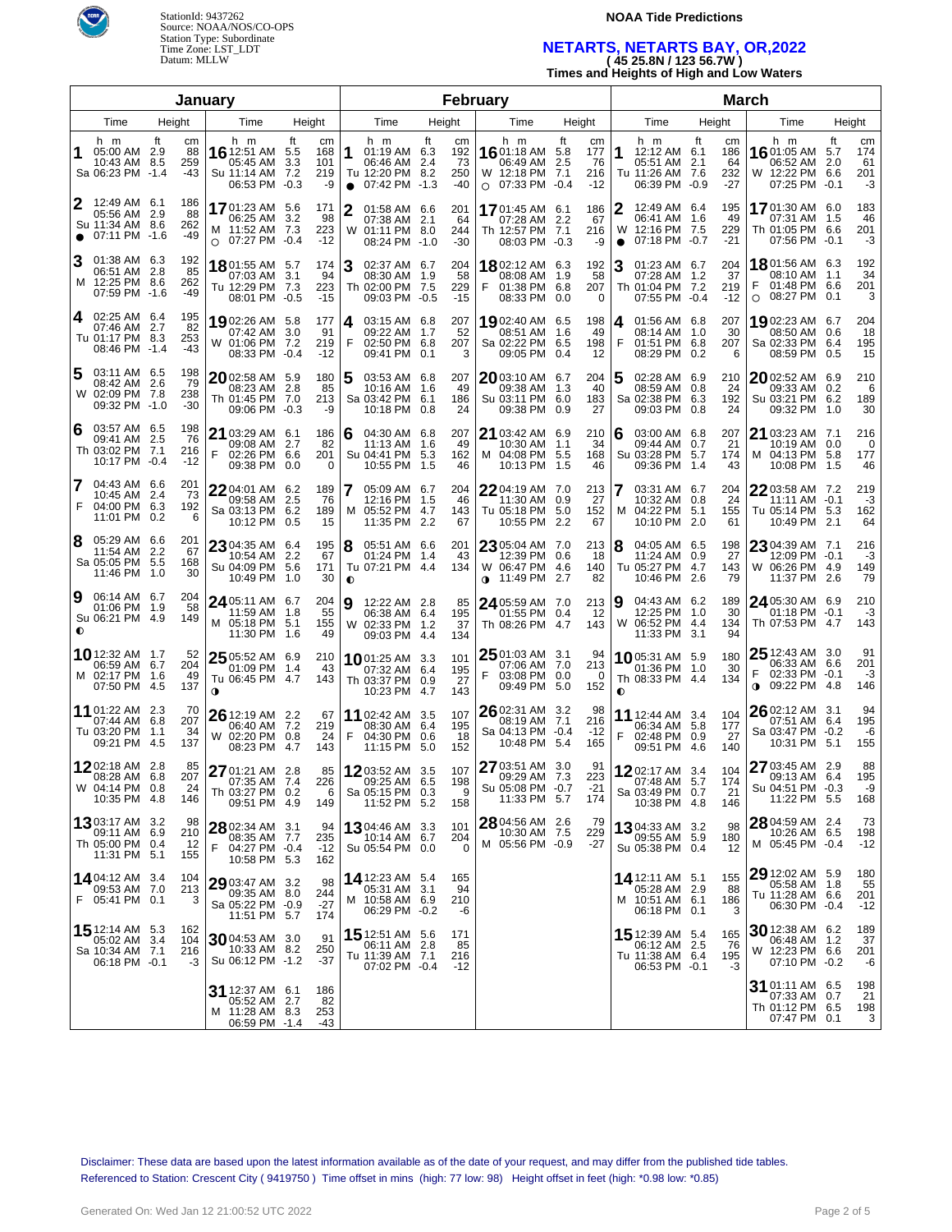StationId: 9437262
Source: NOAA/NOS/CO-OPS
Station Type: Subordinate
Time Zone: LST_LDT
Datum: MLLW

**NOAA Tide Predictions**

# NETARTS, NETARTS BAY, OR,2022

**( 45 25.8N / 123 56.7W )**
**Times and Heights of High and Low Waters**

## January

| Day | Time (h m) | Height (ft) | Height (cm) |
|---|---|---|---|
| 1 Sa | 05:00 AM | 2.9 | 88 |
| | 10:43 AM | 8.5 | 259 |
| | 06:23 PM | -1.4 | -43 |
| 2 Su ● | 12:49 AM | 6.1 | 186 |
| | 05:56 AM | 2.9 | 88 |
| | 11:34 AM | 8.6 | 262 |
| | 07:11 PM | -1.6 | -49 |
| 3 M | 01:38 AM | 6.3 | 192 |
| | 06:51 AM | 2.8 | 85 |
| | 12:25 PM | 8.6 | 262 |
| | 07:59 PM | -1.6 | -49 |
| 4 Tu | 02:25 AM | 6.4 | 195 |
| | 07:46 AM | 2.7 | 82 |
| | 01:17 PM | 8.3 | 253 |
| | 08:46 PM | -1.4 | -43 |
| 5 W | 03:11 AM | 6.5 | 198 |
| | 08:42 AM | 2.6 | 79 |
| | 02:09 PM | 7.8 | 238 |
| | 09:32 PM | -1.0 | -30 |
| 6 Th | 03:57 AM | 6.5 | 198 |
| | 09:41 AM | 2.5 | 76 |
| | 03:02 PM | 7.1 | 216 |
| | 10:17 PM | -0.4 | -12 |
| 7 F | 04:43 AM | 6.6 | 201 |
| | 10:45 AM | 2.4 | 73 |
| | 04:00 PM | 6.3 | 192 |
| | 11:01 PM | 0.2 | 6 |
| 8 Sa | 05:29 AM | 6.6 | 201 |
| | 11:54 AM | 2.2 | 67 |
| | 05:05 PM | 5.5 | 168 |
| | 11:46 PM | 1.0 | 30 |
| 9 Su ◐ | 06:14 AM | 6.7 | 204 |
| | 01:06 PM | 1.9 | 58 |
| | 06:21 PM | 4.9 | 149 |
| 10 M | 12:32 AM | 1.7 | 52 |
| | 06:59 AM | 6.7 | 204 |
| | 02:17 PM | 1.6 | 49 |
| | 07:50 PM | 4.5 | 137 |
| 11 Tu | 01:22 AM | 2.3 | 70 |
| | 07:44 AM | 6.8 | 207 |
| | 03:20 PM | 1.1 | 34 |
| | 09:21 PM | 4.5 | 137 |
| 12 W | 02:18 AM | 2.8 | 85 |
| | 08:28 AM | 6.8 | 207 |
| | 04:14 PM | 0.8 | 24 |
| | 10:35 PM | 4.8 | 146 |
| 13 Th | 03:17 AM | 3.2 | 98 |
| | 09:11 AM | 6.9 | 210 |
| | 05:00 PM | 0.4 | 12 |
| | 11:31 PM | 5.1 | 155 |
| 14 F | 04:12 AM | 3.4 | 104 |
| | 09:53 AM | 7.0 | 213 |
| | 05:41 PM | 0.1 | 3 |
| 15 Sa | 12:14 AM | 5.3 | 162 |
| | 05:02 AM | 3.4 | 104 |
| | 10:34 AM | 7.1 | 216 |
| | 06:18 PM | -0.1 | -3 |
| 16 Su | 12:51 AM | 5.5 | 168 |
| | 05:45 AM | 3.3 | 101 |
| | 11:14 AM | 7.2 | 219 |
| | 06:53 PM | -0.3 | -9 |
| 17 M ○ | 01:23 AM | 5.6 | 171 |
| | 06:25 AM | 3.2 | 98 |
| | 11:52 AM | 7.3 | 223 |
| | 07:27 PM | -0.4 | -12 |
| 18 Tu | 01:55 AM | 5.7 | 174 |
| | 07:03 AM | 3.1 | 94 |
| | 12:29 PM | 7.3 | 223 |
| | 08:01 PM | -0.5 | -15 |
| 19 W | 02:26 AM | 5.8 | 177 |
| | 07:42 AM | 3.0 | 91 |
| | 01:06 PM | 7.2 | 219 |
| | 08:33 PM | -0.4 | -12 |
| 20 Th | 02:58 AM | 5.9 | 180 |
| | 08:23 AM | 2.8 | 85 |
| | 01:45 PM | 7.0 | 213 |
| | 09:06 PM | -0.3 | -9 |
| 21 F | 03:29 AM | 6.1 | 186 |
| | 09:08 AM | 2.7 | 82 |
| | 02:26 PM | 6.6 | 201 |
| | 09:38 PM | 0.0 | 0 |
| 22 Sa | 04:01 AM | 6.2 | 189 |
| | 09:58 AM | 2.5 | 76 |
| | 03:13 PM | 6.2 | 189 |
| | 10:12 PM | 0.5 | 15 |
| 23 Su | 04:35 AM | 6.4 | 195 |
| | 10:54 AM | 2.2 | 67 |
| | 04:09 PM | 5.6 | 171 |
| | 10:49 PM | 1.0 | 30 |
| 24 M | 05:11 AM | 6.7 | 204 |
| | 11:59 AM | 1.8 | 55 |
| | 05:18 PM | 5.1 | 155 |
| | 11:30 PM | 1.6 | 49 |
| 25 Tu ◑ | 05:52 AM | 6.9 | 210 |
| | 01:09 PM | 1.4 | 43 |
| | 06:45 PM | 4.7 | 143 |
| 26 W | 12:19 AM | 2.2 | 67 |
| | 06:40 AM | 7.2 | 219 |
| | 02:20 PM | 0.8 | 24 |
| | 08:23 PM | 4.7 | 143 |
| 27 Th | 01:21 AM | 2.8 | 85 |
| | 07:35 AM | 7.4 | 226 |
| | 03:27 PM | 0.2 | 6 |
| | 09:51 PM | 4.9 | 149 |
| 28 F | 02:34 AM | 3.1 | 94 |
| | 08:35 AM | 7.7 | 235 |
| | 04:27 PM | -0.4 | -12 |
| | 10:58 PM | 5.3 | 162 |
| 29 Sa | 03:47 AM | 3.2 | 98 |
| | 09:35 AM | 8.0 | 244 |
| | 05:22 PM | -0.9 | -27 |
| | 11:51 PM | 5.7 | 174 |
| 30 Su | 04:53 AM | 3.0 | 91 |
| | 10:33 AM | 8.2 | 250 |
| | 06:12 PM | -1.2 | -37 |
| 31 M | 12:37 AM | 6.1 | 186 |
| | 05:52 AM | 2.7 | 82 |
| | 11:28 AM | 8.3 | 253 |
| | 06:59 PM | -1.4 | -43 |

## February

| Day | Time (h m) | Height (ft) | Height (cm) |
|---|---|---|---|
| 1 Tu ● | 01:19 AM | 6.3 | 192 |
| | 06:46 AM | 2.4 | 73 |
| | 12:20 PM | 8.2 | 250 |
| | 07:42 PM | -1.3 | -40 |
| 2 W | 01:58 AM | 6.6 | 201 |
| | 07:38 AM | 2.1 | 64 |
| | 01:11 PM | 8.0 | 244 |
| | 08:24 PM | -1.0 | -30 |
| 3 Th | 02:37 AM | 6.7 | 204 |
| | 08:30 AM | 1.9 | 58 |
| | 02:00 PM | 7.5 | 229 |
| | 09:03 PM | -0.5 | -15 |
| 4 F | 03:15 AM | 6.8 | 207 |
| | 09:22 AM | 1.7 | 52 |
| | 02:50 PM | 6.8 | 207 |
| | 09:41 PM | 0.1 | 3 |
| 5 Sa | 03:53 AM | 6.8 | 207 |
| | 10:16 AM | 1.6 | 49 |
| | 03:42 PM | 6.1 | 186 |
| | 10:18 PM | 0.8 | 24 |
| 6 Su | 04:30 AM | 6.8 | 207 |
| | 11:13 AM | 1.6 | 49 |
| | 04:41 PM | 5.3 | 162 |
| | 10:55 PM | 1.5 | 46 |
| 7 M | 05:09 AM | 6.7 | 204 |
| | 12:16 PM | 1.5 | 46 |
| | 05:52 PM | 4.7 | 143 |
| | 11:35 PM | 2.2 | 67 |
| 8 Tu ◐ | 05:51 AM | 6.6 | 201 |
| | 01:24 PM | 1.4 | 43 |
| | 07:21 PM | 4.4 | 134 |
| 9 W | 12:22 AM | 2.8 | 85 |
| | 06:38 AM | 6.4 | 195 |
| | 02:33 PM | 1.2 | 37 |
| | 09:03 PM | 4.4 | 134 |
| 10 Th | 01:25 AM | 3.3 | 101 |
| | 07:32 AM | 6.4 | 195 |
| | 03:37 PM | 0.9 | 27 |
| | 10:23 PM | 4.7 | 143 |
| 11 F | 02:42 AM | 3.5 | 107 |
| | 08:30 AM | 6.4 | 195 |
| | 04:30 PM | 0.6 | 18 |
| | 11:15 PM | 5.0 | 152 |
| 12 Sa | 03:52 AM | 3.5 | 107 |
| | 09:25 AM | 6.5 | 198 |
| | 05:15 PM | 0.3 | 9 |
| | 11:52 PM | 5.2 | 158 |
| 13 Su | 04:46 AM | 3.3 | 101 |
| | 10:14 AM | 6.7 | 204 |
| | 05:54 PM | 0.0 | 0 |
| 14 M | 12:23 AM | 5.4 | 165 |
| | 05:31 AM | 3.1 | 94 |
| | 10:58 AM | 6.9 | 210 |
| | 06:29 PM | -0.2 | -6 |
| 15 Tu | 12:51 AM | 5.6 | 171 |
| | 06:11 AM | 2.8 | 85 |
| | 11:39 AM | 7.1 | 216 |
| | 07:02 PM | -0.4 | -12 |
| 16 W ○ | 01:18 AM | 5.8 | 177 |
| | 06:49 AM | 2.5 | 76 |
| | 12:18 PM | 7.1 | 216 |
| | 07:33 PM | -0.4 | -12 |
| 17 Th | 01:45 AM | 6.1 | 186 |
| | 07:28 AM | 2.2 | 67 |
| | 12:57 PM | 7.1 | 216 |
| | 08:03 PM | -0.3 | -9 |
| 18 F | 02:12 AM | 6.3 | 192 |
| | 08:08 AM | 1.9 | 58 |
| | 01:38 PM | 6.8 | 207 |
| | 08:33 PM | 0.0 | 0 |
| 19 Sa | 02:40 AM | 6.5 | 198 |
| | 08:51 AM | 1.6 | 49 |
| | 02:22 PM | 6.5 | 198 |
| | 09:05 PM | 0.4 | 12 |
| 20 Su | 03:10 AM | 6.7 | 204 |
| | 09:38 AM | 1.3 | 40 |
| | 03:11 PM | 6.0 | 183 |
| | 09:38 PM | 0.9 | 27 |
| 21 M | 03:42 AM | 6.9 | 210 |
| | 10:30 AM | 1.1 | 34 |
| | 04:08 PM | 5.5 | 168 |
| | 10:13 PM | 1.5 | 46 |
| 22 Tu | 04:19 AM | 7.0 | 213 |
| | 11:30 AM | 0.9 | 27 |
| | 05:18 PM | 5.0 | 152 |
| | 10:55 PM | 2.2 | 67 |
| 23 W ◑ | 05:04 AM | 7.0 | 213 |
| | 12:39 PM | 0.6 | 18 |
| | 06:47 PM | 4.6 | 140 |
| | 11:49 PM | 2.7 | 82 |
| 24 Th | 05:59 AM | 7.0 | 213 |
| | 01:55 PM | 0.4 | 12 |
| | 08:26 PM | 4.7 | 143 |
| 25 F | 01:03 AM | 3.1 | 94 |
| | 07:06 AM | 7.0 | 213 |
| | 03:08 PM | 0.0 | 0 |
| | 09:49 PM | 5.0 | 152 |
| 26 Sa | 02:31 AM | 3.2 | 98 |
| | 08:19 AM | 7.1 | 216 |
| | 04:13 PM | -0.4 | -12 |
| | 10:48 PM | 5.4 | 165 |
| 27 Su | 03:51 AM | 3.0 | 91 |
| | 09:29 AM | 7.3 | 223 |
| | 05:08 PM | -0.7 | -21 |
| | 11:33 PM | 5.7 | 174 |
| 28 M | 04:56 AM | 2.6 | 79 |
| | 10:30 AM | 7.5 | 229 |
| | 05:56 PM | -0.9 | -27 |

## March

| Day | Time (h m) | Height (ft) | Height (cm) |
|---|---|---|---|
| 1 Tu | 12:12 AM | 6.1 | 186 |
| | 05:51 AM | 2.1 | 64 |
| | 11:26 AM | 7.6 | 232 |
| | 06:39 PM | -0.9 | -27 |
| 2 W ● | 12:49 AM | 6.4 | 195 |
| | 06:41 AM | 1.6 | 49 |
| | 12:16 PM | 7.5 | 229 |
| | 07:18 PM | -0.7 | -21 |
| 3 Th | 01:23 AM | 6.7 | 204 |
| | 07:28 AM | 1.2 | 37 |
| | 01:04 PM | 7.2 | 219 |
| | 07:55 PM | -0.4 | -12 |
| 4 F | 01:56 AM | 6.8 | 207 |
| | 08:14 AM | 1.0 | 30 |
| | 01:51 PM | 6.8 | 207 |
| | 08:29 PM | 0.2 | 6 |
| 5 Sa | 02:28 AM | 6.9 | 210 |
| | 08:59 AM | 0.8 | 24 |
| | 02:38 PM | 6.3 | 192 |
| | 09:03 PM | 0.8 | 24 |
| 6 Su | 03:00 AM | 6.8 | 207 |
| | 09:44 AM | 0.7 | 21 |
| | 03:28 PM | 5.7 | 174 |
| | 09:36 PM | 1.4 | 43 |
| 7 M | 03:31 AM | 6.7 | 204 |
| | 10:32 AM | 0.8 | 24 |
| | 04:22 PM | 5.1 | 155 |
| | 10:10 PM | 2.0 | 61 |
| 8 Tu | 04:05 AM | 6.5 | 198 |
| | 11:24 AM | 0.9 | 27 |
| | 05:27 PM | 4.7 | 143 |
| | 10:46 PM | 2.6 | 79 |
| 9 W | 04:43 AM | 6.2 | 189 |
| | 12:25 PM | 1.0 | 30 |
| | 06:52 PM | 4.4 | 134 |
| | 11:33 PM | 3.1 | 94 |
| 10 Th ◐ | 05:31 AM | 5.9 | 180 |
| | 01:36 PM | 1.0 | 30 |
| | 08:33 PM | 4.4 | 134 |
| 11 F | 12:44 AM | 3.4 | 104 |
| | 06:34 AM | 5.8 | 177 |
| | 02:48 PM | 0.9 | 27 |
| | 09:51 PM | 4.6 | 140 |
| 12 Sa | 02:17 AM | 3.4 | 104 |
| | 07:48 AM | 5.7 | 174 |
| | 03:49 PM | 0.7 | 21 |
| | 10:38 PM | 4.8 | 146 |
| 13 Su | 04:33 AM | 3.2 | 98 |
| | 09:55 AM | 5.9 | 180 |
| | 05:38 PM | 0.4 | 12 |
| 14 M | 12:11 AM | 5.1 | 155 |
| | 05:28 AM | 2.9 | 88 |
| | 10:51 AM | 6.1 | 186 |
| | 06:18 PM | 0.1 | 3 |
| 15 Tu | 12:39 AM | 5.4 | 165 |
| | 06:12 AM | 2.5 | 76 |
| | 11:38 AM | 6.4 | 195 |
| | 06:53 PM | -0.1 | -3 |
| 16 W | 01:05 AM | 5.7 | 174 |
| | 06:52 AM | 2.0 | 61 |
| | 12:22 PM | 6.6 | 201 |
| | 07:25 PM | -0.1 | -3 |
| 17 Th | 01:30 AM | 6.0 | 183 |
| | 07:31 AM | 1.5 | 46 |
| | 01:05 PM | 6.6 | 201 |
| | 07:56 PM | -0.1 | -3 |
| 18 F ○ | 01:56 AM | 6.3 | 192 |
| | 08:10 AM | 1.1 | 34 |
| | 01:48 PM | 6.6 | 201 |
| | 08:27 PM | 0.1 | 3 |
| 19 Sa | 02:23 AM | 6.7 | 204 |
| | 08:50 AM | 0.6 | 18 |
| | 02:33 PM | 6.4 | 195 |
| | 08:59 PM | 0.5 | 15 |
| 20 Su | 02:52 AM | 6.9 | 210 |
| | 09:33 AM | 0.2 | 6 |
| | 03:21 PM | 6.2 | 189 |
| | 09:32 PM | 1.0 | 30 |
| 21 M | 03:23 AM | 7.1 | 216 |
| | 10:19 AM | 0.0 | 0 |
| | 04:13 PM | 5.8 | 177 |
| | 10:08 PM | 1.5 | 46 |
| 22 Tu | 03:58 AM | 7.2 | 219 |
| | 11:11 AM | -0.1 | -3 |
| | 05:14 PM | 5.3 | 162 |
| | 10:49 PM | 2.1 | 64 |
| 23 W | 04:39 AM | 7.1 | 216 |
| | 12:09 PM | -0.1 | -3 |
| | 06:26 PM | 4.9 | 149 |
| | 11:37 PM | 2.6 | 79 |
| 24 Th | 05:30 AM | 6.9 | 210 |
| | 01:18 PM | -0.1 | -3 |
| | 07:53 PM | 4.7 | 143 |
| 25 F ◑ | 12:43 AM | 3.0 | 91 |
| | 06:33 AM | 6.6 | 201 |
| | 02:33 PM | -0.1 | -3 |
| | 09:22 PM | 4.8 | 146 |
| 26 Sa | 02:12 AM | 3.1 | 94 |
| | 07:51 AM | 6.4 | 195 |
| | 03:47 PM | -0.2 | -6 |
| | 10:31 PM | 5.1 | 155 |
| 27 Su | 03:45 AM | 2.9 | 88 |
| | 09:13 AM | 6.4 | 195 |
| | 04:51 PM | -0.3 | -9 |
| | 11:22 PM | 5.5 | 168 |
| 28 M | 04:59 AM | 2.4 | 73 |
| | 10:26 AM | 6.5 | 198 |
| | 05:45 PM | -0.4 | -12 |
| 29 Tu | 12:02 AM | 5.9 | 180 |
| | 05:58 AM | 1.8 | 55 |
| | 11:28 AM | 6.6 | 201 |
| | 06:30 PM | -0.4 | -12 |
| 30 W | 12:38 AM | 6.2 | 189 |
| | 06:48 AM | 1.2 | 37 |
| | 12:23 PM | 6.6 | 201 |
| | 07:10 PM | -0.2 | -6 |
| 31 Th | 01:11 AM | 6.5 | 198 |
| | 07:33 AM | 0.7 | 21 |
| | 01:12 PM | 6.5 | 198 |
| | 07:47 PM | 0.1 | 3 |

Disclaimer: These data are based upon the latest information available as of the date of your request, and may differ from the published tide tables.
Referenced to Station: Crescent City ( 9419750 ) Time offset in mins (high: 77 low: 98) Height offset in feet (high: *0.98 low: *0.85)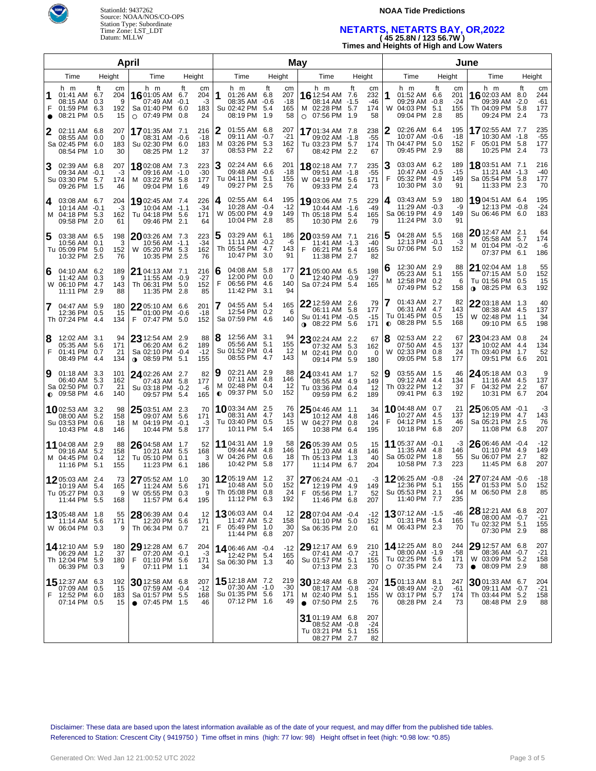StationId: 9437262
Source: NOAA/NOS/CO-OPS
Station Type: Subordinate
Time Zone: LST_LDT
Datum: MLLW

**NOAA Tide Predictions**

## NETARTS, NETARTS BAY, OR,2022
**( 45 25.8N / 123 56.7W )**
**Times and Heights of High and Low Waters**

### April

| Day | Time | ft | cm | Day | Time | ft | cm |
|---|---|---|---|---|---|---|---|
| 1 F ● | 01:41 AM | 6.7 | 204 | 16 Sa ○ | 01:05 AM | 6.7 | 204 |
| | 08:15 AM | 0.3 | 9 | | 07:49 AM | -0.1 | -3 |
| | 01:59 PM | 6.3 | 192 | | 01:40 PM | 6.0 | 183 |
| | 08:21 PM | 0.5 | 15 | | 07:49 PM | 0.8 | 24 |
| 2 Sa | 02:11 AM | 6.8 | 207 | 17 Su | 01:35 AM | 7.1 | 216 |
| | 08:55 AM | 0.0 | 0 | | 08:31 AM | -0.6 | -18 |
| | 02:45 PM | 6.0 | 183 | | 02:30 PM | 6.0 | 183 |
| | 08:54 PM | 1.0 | 30 | | 08:25 PM | 1.2 | 37 |
| 3 Su | 02:39 AM | 6.8 | 207 | 18 M | 02:08 AM | 7.3 | 223 |
| | 09:34 AM | -0.1 | -3 | | 09:16 AM | -1.0 | -30 |
| | 03:30 PM | 5.7 | 174 | | 03:22 PM | 5.8 | 177 |
| | 09:26 PM | 1.5 | 46 | | 09:04 PM | 1.6 | 49 |
| 4 M | 03:08 AM | 6.7 | 204 | 19 Tu | 02:45 AM | 7.4 | 226 |
| | 10:14 AM | -0.1 | -3 | | 10:04 AM | -1.1 | -34 |
| | 04:18 PM | 5.3 | 162 | | 04:18 PM | 5.6 | 171 |
| | 09:58 PM | 2.0 | 61 | | 09:46 PM | 2.1 | 64 |
| 5 Tu | 03:38 AM | 6.5 | 198 | 20 W | 03:26 AM | 7.3 | 223 |
| | 10:56 AM | 0.1 | 3 | | 10:56 AM | -1.1 | -34 |
| | 05:09 PM | 5.0 | 152 | | 05:20 PM | 5.3 | 162 |
| | 10:32 PM | 2.5 | 76 | | 10:35 PM | 2.5 | 76 |
| 6 W | 04:10 AM | 6.2 | 189 | 21 Th | 04:13 AM | 7.1 | 216 |
| | 11:42 AM | 0.3 | 9 | | 11:55 AM | -0.9 | -27 |
| | 06:10 PM | 4.7 | 143 | | 06:31 PM | 5.0 | 152 |
| | 11:11 PM | 2.9 | 88 | | 11:35 PM | 2.8 | 85 |
| 7 Th | 04:47 AM | 5.9 | 180 | 22 F | 05:10 AM | 6.6 | 201 |
| | 12:36 PM | 0.5 | 15 | | 01:00 PM | -0.6 | -18 |
| | 07:24 PM | 4.4 | 134 | | 07:47 PM | 5.0 | 152 |
| 8 F | 12:02 AM | 3.1 | 94 | 23 Sa ◑ | 12:54 AM | 2.9 | 88 |
| | 05:35 AM | 5.6 | 171 | | 06:20 AM | 6.2 | 189 |
| | 01:41 PM | 0.7 | 21 | | 02:10 PM | -0.4 | -12 |
| | 08:49 PM | 4.4 | 134 | | 08:59 PM | 5.1 | 155 |
| 9 Sa ◐ | 01:18 AM | 3.3 | 101 | 24 Su | 02:26 AM | 2.7 | 82 |
| | 06:40 AM | 5.3 | 162 | | 07:43 AM | 5.8 | 177 |
| | 02:50 PM | 0.7 | 21 | | 03:18 PM | -0.2 | -6 |
| | 09:58 PM | 4.6 | 140 | | 09:57 PM | 5.4 | 165 |
| 10 Su | 02:53 AM | 3.2 | 98 | 25 M | 03:51 AM | 2.3 | 70 |
| | 08:00 AM | 5.2 | 158 | | 09:07 AM | 5.6 | 171 |
| | 03:53 PM | 0.6 | 18 | | 04:19 PM | -0.1 | -3 |
| | 10:43 PM | 4.8 | 146 | | 10:44 PM | 5.8 | 177 |
| 11 M | 04:08 AM | 2.9 | 88 | 26 Tu | 04:58 AM | 1.7 | 52 |
| | 09:16 AM | 5.2 | 158 | | 10:21 AM | 5.5 | 168 |
| | 04:45 PM | 0.4 | 12 | | 05:10 PM | 0.1 | 3 |
| | 11:16 PM | 5.1 | 155 | | 11:23 PM | 6.1 | 186 |
| 12 Tu | 05:03 AM | 2.4 | 73 | 27 W | 05:52 AM | 1.0 | 30 |
| | 10:19 AM | 5.4 | 165 | | 11:24 AM | 5.6 | 171 |
| | 05:27 PM | 0.3 | 9 | | 05:55 PM | 0.3 | 9 |
| | 11:44 PM | 5.5 | 168 | | 11:57 PM | 6.4 | 195 |
| 13 W | 05:48 AM | 1.8 | 55 | 28 Th | 06:39 AM | 0.4 | 12 |
| | 11:14 AM | 5.6 | 171 | | 12:20 PM | 5.6 | 171 |
| | 06:04 PM | 0.3 | 9 | | 06:34 PM | 0.7 | 21 |
| 14 Th | 12:10 AM | 5.9 | 180 | 29 F | 12:28 AM | 6.7 | 204 |
| | 06:29 AM | 1.2 | 37 | | 07:20 AM | -0.1 | -3 |
| | 12:04 PM | 5.9 | 180 | | 01:10 PM | 5.6 | 171 |
| | 06:39 PM | 0.3 | 9 | | 07:11 PM | 1.1 | 34 |
| 15 F | 12:37 AM | 6.3 | 192 | 30 Sa ● | 12:58 AM | 6.8 | 207 |
| | 07:09 AM | 0.5 | 15 | | 07:59 AM | -0.4 | -12 |
| | 12:52 PM | 6.0 | 183 | | 01:57 PM | 5.5 | 168 |
| | 07:14 PM | 0.5 | 15 | | 07:45 PM | 1.5 | 46 |

### May

| Day | Time | ft | cm | Day | Time | ft | cm |
|---|---|---|---|---|---|---|---|
| 1 Su | 01:26 AM | 6.8 | 207 | 16 M ○ | 12:54 AM | 7.6 | 232 |
| | 08:35 AM | -0.6 | -18 | | 08:14 AM | -1.5 | -46 |
| | 02:42 PM | 5.4 | 165 | | 02:28 PM | 5.7 | 174 |
| | 08:19 PM | 1.9 | 58 | | 07:56 PM | 1.9 | 58 |
| 2 M | 01:55 AM | 6.8 | 207 | 17 Tu | 01:34 AM | 7.8 | 238 |
| | 09:11 AM | -0.7 | -21 | | 09:02 AM | -1.8 | -55 |
| | 03:26 PM | 5.3 | 162 | | 03:23 PM | 5.7 | 174 |
| | 08:53 PM | 2.2 | 67 | | 08:42 PM | 2.2 | 67 |
| 3 Tu | 02:24 AM | 6.6 | 201 | 18 W | 02:18 AM | 7.7 | 235 |
| | 09:48 AM | -0.6 | -18 | | 09:51 AM | -1.8 | -55 |
| | 04:11 PM | 5.1 | 155 | | 04:19 PM | 5.6 | 171 |
| | 09:27 PM | 2.5 | 76 | | 09:33 PM | 2.4 | 73 |
| 4 W | 02:55 AM | 6.4 | 195 | 19 Th | 03:06 AM | 7.5 | 229 |
| | 10:28 AM | -0.4 | -12 | | 10:44 AM | -1.6 | -49 |
| | 05:00 PM | 4.9 | 149 | | 05:18 PM | 5.4 | 165 |
| | 10:04 PM | 2.8 | 85 | | 10:30 PM | 2.6 | 79 |
| 5 Th | 03:29 AM | 6.1 | 186 | 20 F | 03:59 AM | 7.1 | 216 |
| | 11:11 AM | -0.2 | -6 | | 11:41 AM | -1.3 | -40 |
| | 05:54 PM | 4.7 | 143 | | 06:21 PM | 5.4 | 165 |
| | 10:47 PM | 3.0 | 91 | | 11:38 PM | 2.7 | 82 |
| 6 F | 04:08 AM | 5.8 | 177 | 21 Sa | 05:00 AM | 6.5 | 198 |
| | 12:00 PM | 0.0 | 0 | | 12:40 PM | -0.9 | -27 |
| | 06:56 PM | 4.6 | 140 | | 07:24 PM | 5.4 | 165 |
| | 11:42 PM | 3.1 | 94 | | | | |
| 7 Sa | 04:55 AM | 5.4 | 165 | 22 Su ◑ | 12:59 AM | 2.6 | 79 |
| | 12:54 PM | 0.2 | 6 | | 06:11 AM | 5.8 | 177 |
| | 07:59 PM | 4.6 | 140 | | 01:41 PM | -0.5 | -15 |
| | | | | | 08:22 PM | 5.6 | 171 |
| 8 Su | 12:56 AM | 3.1 | 94 | 23 M | 02:24 AM | 2.2 | 67 |
| | 05:56 AM | 5.1 | 155 | | 07:32 AM | 5.3 | 162 |
| | 01:52 PM | 0.4 | 12 | | 02:41 PM | 0.0 | 0 |
| | 08:55 PM | 4.7 | 143 | | 09:14 PM | 5.9 | 180 |
| 9 M ◐ | 02:21 AM | 2.9 | 88 | 24 Tu | 03:41 AM | 1.7 | 52 |
| | 07:11 AM | 4.8 | 146 | | 08:55 AM | 4.9 | 149 |
| | 02:48 PM | 0.4 | 12 | | 03:36 PM | 0.4 | 12 |
| | 09:37 PM | 5.0 | 152 | | 09:59 PM | 6.2 | 189 |
| 10 Tu | 03:34 AM | 2.5 | 76 | 25 W | 04:46 AM | 1.1 | 34 |
| | 08:31 AM | 4.7 | 143 | | 10:12 AM | 4.8 | 146 |
| | 03:40 PM | 0.5 | 15 | | 04:27 PM | 0.8 | 24 |
| | 10:11 PM | 5.4 | 165 | | 10:38 PM | 6.4 | 195 |
| 11 W | 04:31 AM | 1.9 | 58 | 26 Th | 05:39 AM | 0.5 | 15 |
| | 09:44 AM | 4.8 | 146 | | 11:20 AM | 4.8 | 146 |
| | 04:26 PM | 0.6 | 18 | | 05:13 PM | 1.3 | 40 |
| | 10:42 PM | 5.8 | 177 | | 11:14 PM | 6.7 | 204 |
| 12 Th | 05:19 AM | 1.2 | 37 | 27 F | 06:24 AM | -0.1 | -3 |
| | 10:48 AM | 5.0 | 152 | | 12:19 PM | 4.9 | 149 |
| | 05:08 PM | 0.8 | 24 | | 05:56 PM | 1.7 | 52 |
| | 11:12 PM | 6.3 | 192 | | 11:46 PM | 6.8 | 207 |
| 13 F | 06:03 AM | 0.4 | 12 | 28 Sa | 07:04 AM | -0.4 | -12 |
| | 11:47 AM | 5.2 | 158 | | 01:10 PM | 5.0 | 152 |
| | 05:49 PM | 1.0 | 30 | | 06:35 PM | 2.0 | 61 |
| | 11:44 PM | 6.8 | 207 | | | | |
| 14 Sa | 06:46 AM | -0.4 | -12 | 29 Su | 12:17 AM | 6.9 | 210 |
| | 12:42 PM | 5.4 | 165 | | 07:41 AM | -0.7 | -21 |
| | 06:30 PM | 1.3 | 40 | | 01:57 PM | 5.1 | 155 |
| | | | | | 07:13 PM | 2.3 | 70 |
| 15 Su | 12:18 AM | 7.2 | 219 | 30 M ● | 12:48 AM | 6.8 | 207 |
| | 07:30 AM | -1.0 | -30 | | 08:17 AM | -0.8 | -24 |
| | 01:35 PM | 5.6 | 171 | | 02:40 PM | 5.1 | 155 |
| | 07:12 PM | 1.6 | 49 | | 07:50 PM | 2.5 | 76 |
| | | | | 31 Tu | 01:19 AM | 6.8 | 207 |
| | | | | | 08:52 AM | -0.8 | -24 |
| | | | | | 03:21 PM | 5.1 | 155 |
| | | | | | 08:27 PM | 2.7 | 82 |

### June

| Day | Time | ft | cm | Day | Time | ft | cm |
|---|---|---|---|---|---|---|---|
| 1 W | 01:52 AM | 6.6 | 201 | 16 Th | 02:03 AM | 8.0 | 244 |
| | 09:29 AM | -0.8 | -24 | | 09:39 AM | -2.0 | -61 |
| | 04:03 PM | 5.1 | 155 | | 04:09 PM | 5.8 | 177 |
| | 09:04 PM | 2.8 | 85 | | 09:24 PM | 2.4 | 73 |
| 2 Th | 02:26 AM | 6.4 | 195 | 17 F | 02:55 AM | 7.7 | 235 |
| | 10:07 AM | -0.6 | -18 | | 10:30 AM | -1.8 | -55 |
| | 04:47 PM | 5.0 | 152 | | 05:01 PM | 5.8 | 177 |
| | 09:45 PM | 2.9 | 88 | | 10:25 PM | 2.4 | 73 |
| 3 F | 03:03 AM | 6.2 | 189 | 18 Sa | 03:51 AM | 7.1 | 216 |
| | 10:47 AM | -0.5 | -15 | | 11:21 AM | -1.3 | -40 |
| | 05:32 PM | 4.9 | 149 | | 05:54 PM | 5.8 | 177 |
| | 10:30 PM | 3.0 | 91 | | 11:33 PM | 2.3 | 70 |
| 4 Sa | 03:43 AM | 5.9 | 180 | 19 Su | 04:51 AM | 6.4 | 195 |
| | 11:29 AM | -0.3 | -9 | | 12:13 PM | -0.8 | -24 |
| | 06:19 PM | 4.9 | 149 | | 06:46 PM | 6.0 | 183 |
| | 11:24 PM | 3.0 | 91 | | | | |
| 5 Su | 04:28 AM | 5.5 | 168 | 20 M | 12:47 AM | 2.1 | 64 |
| | 12:13 PM | -0.1 | -3 | | 05:58 AM | 5.7 | 174 |
| | 07:06 PM | 5.0 | 152 | | 01:04 PM | -0.2 | -6 |
| | | | | | 07:37 PM | 6.1 | 186 |
| 6 M | 12:30 AM | 2.9 | 88 | 21 Tu ◑ | 02:04 AM | 1.8 | 55 |
| | 05:23 AM | 5.1 | 155 | | 07:15 AM | 5.0 | 152 |
| | 12:58 PM | 0.2 | 6 | | 01:56 PM | 0.5 | 15 |
| | 07:49 PM | 5.2 | 158 | | 08:25 PM | 6.3 | 192 |
| 7 Tu ◐ | 01:43 AM | 2.7 | 82 | 22 W | 03:18 AM | 1.3 | 40 |
| | 06:31 AM | 4.7 | 143 | | 08:38 AM | 4.5 | 137 |
| | 01:45 PM | 0.5 | 15 | | 02:48 PM | 1.1 | 34 |
| | 08:28 PM | 5.5 | 168 | | 09:10 PM | 6.5 | 198 |
| 8 W | 02:53 AM | 2.2 | 67 | 23 Th | 04:23 AM | 0.8 | 24 |
| | 07:50 AM | 4.5 | 137 | | 10:02 AM | 4.4 | 134 |
| | 02:33 PM | 0.8 | 24 | | 03:40 PM | 1.7 | 52 |
| | 09:05 PM | 5.8 | 177 | | 09:51 PM | 6.6 | 201 |
| 9 Th | 03:55 AM | 1.5 | 46 | 24 F | 05:18 AM | 0.3 | 9 |
| | 09:12 AM | 4.4 | 134 | | 11:16 AM | 4.5 | 137 |
| | 03:22 PM | 1.2 | 37 | | 04:32 PM | 2.2 | 67 |
| | 09:41 PM | 6.3 | 192 | | 10:31 PM | 6.7 | 204 |
| 10 F | 04:48 AM | 0.7 | 21 | 25 Sa | 06:05 AM | -0.1 | -3 |
| | 10:27 AM | 4.5 | 137 | | 12:19 PM | 4.7 | 143 |
| | 04:12 PM | 1.5 | 46 | | 05:21 PM | 2.5 | 76 |
| | 10:18 PM | 6.8 | 207 | | 11:08 PM | 6.8 | 207 |
| 11 Sa | 05:37 AM | -0.1 | -3 | 26 Su | 06:46 AM | -0.4 | -12 |
| | 11:35 AM | 4.8 | 146 | | 01:10 PM | 4.9 | 149 |
| | 05:02 PM | 1.8 | 55 | | 06:07 PM | 2.7 | 82 |
| | 10:58 PM | 7.3 | 223 | | 11:45 PM | 6.8 | 207 |
| 12 Su | 06:25 AM | -0.8 | -24 | 27 M | 07:24 AM | -0.6 | -18 |
| | 12:36 PM | 5.1 | 155 | | 01:53 PM | 5.0 | 152 |
| | 05:53 PM | 2.1 | 64 | | 06:50 PM | 2.8 | 85 |
| | 11:40 PM | 7.7 | 235 | | | | |
| 13 M | 07:12 AM | -1.5 | -46 | 28 Tu | 12:21 AM | 6.8 | 207 |
| | 01:31 PM | 5.4 | 165 | | 08:00 AM | -0.7 | -21 |
| | 06:43 PM | 2.3 | 70 | | 02:32 PM | 5.1 | 155 |
| | | | | | 07:30 PM | 2.9 | 88 |
| 14 Tu ○ | 12:25 AM | 8.0 | 244 | 29 W ● | 12:57 AM | 6.8 | 207 |
| | 08:00 AM | -1.9 | -58 | | 08:36 AM | -0.7 | -21 |
| | 02:25 PM | 5.6 | 171 | | 03:09 PM | 5.2 | 158 |
| | 07:35 PM | 2.4 | 73 | | 08:09 PM | 2.9 | 88 |
| 15 W | 01:13 AM | 8.1 | 247 | 30 Th | 01:33 AM | 6.7 | 204 |
| | 08:49 AM | -2.0 | -61 | | 09:11 AM | -0.7 | -21 |
| | 03:17 PM | 5.7 | 174 | | 03:44 PM | 5.2 | 158 |
| | 08:28 PM | 2.4 | 73 | | 08:48 PM | 2.9 | 88 |

Disclaimer: These data are based upon the latest information available as of the date of your request, and may differ from the published tide tables.
Referenced to Station: Crescent City ( 9419750 ) Time offset in mins (high: 77 low: 98) Height offset in feet (high: *0.98 low: *0.85)

Generated On: Wed Jan 12 21:00:52 UTC 2022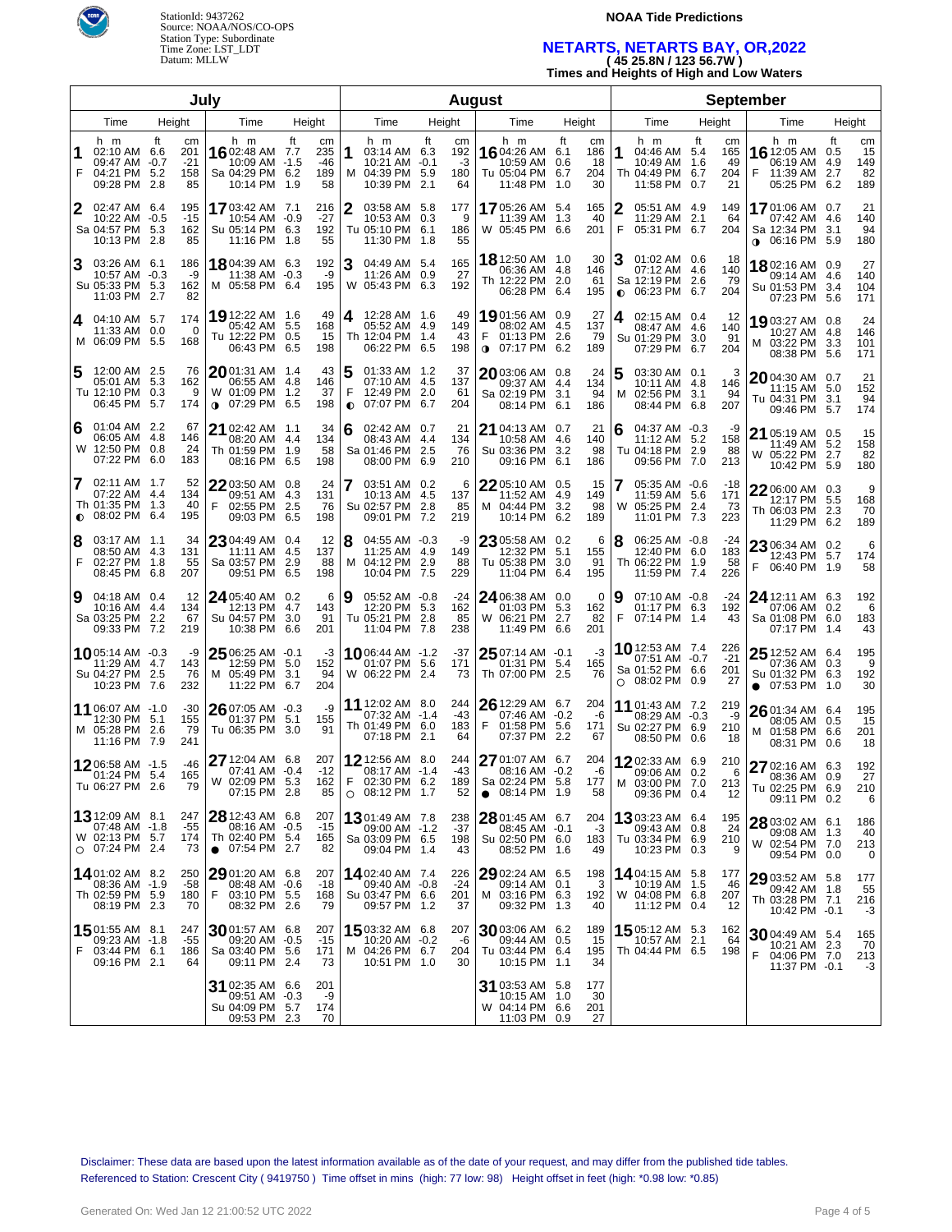StationId: 9437262
Source: NOAA/NOS/CO-OPS
Station Type: Subordinate
Time Zone: LST_LDT
Datum: MLLW

**NOAA Tide Predictions**

## NETARTS, NETARTS BAY, OR,2022

**( 45 25.8N / 123 56.7W )**

**Times and Heights of High and Low Waters**

### July

| Day | Time | ft | cm | Time | ft | cm | Time | ft | cm | Time | ft | cm |
|---|---|---|---|---|---|---|---|---|---|---|---|---|
| 1 F | 02:10 AM | 6.6 | 201 | 09:47 AM | -0.7 | -21 | 04:21 PM | 5.2 | 158 | 09:28 PM | 2.8 | 85 |
| 2 Sa | 02:47 AM | 6.4 | 195 | 10:22 AM | -0.5 | -15 | 04:57 PM | 5.3 | 162 | 10:13 PM | 2.8 | 85 |
| 3 Su | 03:26 AM | 6.1 | 186 | 10:57 AM | -0.3 | -9 | 05:33 PM | 5.3 | 162 | 11:03 PM | 2.7 | 82 |
| 4 M | 04:10 AM | 5.7 | 174 | 11:33 AM | 0.0 | 0 | 06:09 PM | 5.5 | 168 | | | |
| 5 Tu | 12:00 AM | 2.5 | 76 | 05:01 AM | 5.3 | 162 | 12:10 PM | 0.3 | 9 | 06:45 PM | 5.7 | 174 |
| 6 W | 01:04 AM | 2.2 | 67 | 06:05 AM | 4.8 | 146 | 12:50 PM | 0.8 | 24 | 07:22 PM | 6.0 | 183 |
| 7 Th ◐ | 02:11 AM | 1.7 | 52 | 07:22 AM | 4.4 | 134 | 01:35 PM | 1.3 | 40 | 08:02 PM | 6.4 | 195 |
| 8 F | 03:17 AM | 1.1 | 34 | 08:50 AM | 4.3 | 131 | 02:27 PM | 1.8 | 55 | 08:45 PM | 6.8 | 207 |
| 9 Sa | 04:18 AM | 0.4 | 12 | 10:16 AM | 4.4 | 134 | 03:25 PM | 2.2 | 67 | 09:33 PM | 7.2 | 219 |
| 10 Su | 05:14 AM | -0.3 | -9 | 11:29 AM | 4.7 | 143 | 04:27 PM | 2.5 | 76 | 10:23 PM | 7.6 | 232 |
| 11 M | 06:07 AM | -1.0 | -30 | 12:30 PM | 5.1 | 155 | 05:28 PM | 2.6 | 79 | 11:16 PM | 7.9 | 241 |
| 12 Tu | 06:58 AM | -1.5 | -46 | 01:24 PM | 5.4 | 165 | 06:27 PM | 2.6 | 79 | | | |
| 13 W ○ | 12:09 AM | 8.1 | 247 | 07:48 AM | -1.8 | -55 | 02:13 PM | 5.7 | 174 | 07:24 PM | 2.4 | 73 |
| 14 Th | 01:02 AM | 8.2 | 250 | 08:36 AM | -1.9 | -58 | 02:59 PM | 5.9 | 180 | 08:19 PM | 2.3 | 70 |
| 15 F | 01:55 AM | 8.1 | 247 | 09:23 AM | -1.8 | -55 | 03:44 PM | 6.1 | 186 | 09:16 PM | 2.1 | 64 |
| 16 Sa | 02:48 AM | 7.7 | 235 | 10:09 AM | -1.5 | -46 | 04:29 PM | 6.2 | 189 | 10:14 PM | 1.9 | 58 |
| 17 Su | 03:42 AM | 7.1 | 216 | 10:54 AM | -0.9 | -27 | 05:14 PM | 6.3 | 192 | 11:16 PM | 1.8 | 55 |
| 18 M | 04:39 AM | 6.3 | 192 | 11:38 AM | -0.3 | -9 | 05:58 PM | 6.4 | 195 | | | |
| 19 Tu | 12:22 AM | 1.6 | 49 | 05:42 AM | 5.5 | 168 | 12:22 PM | 0.5 | 15 | 06:43 PM | 6.5 | 198 |
| 20 W ◑ | 01:31 AM | 1.4 | 43 | 06:55 AM | 4.8 | 146 | 01:09 PM | 1.2 | 37 | 07:29 PM | 6.5 | 198 |
| 21 Th | 02:42 AM | 1.1 | 34 | 08:20 AM | 4.4 | 134 | 01:59 PM | 1.9 | 58 | 08:16 PM | 6.5 | 198 |
| 22 F | 03:50 AM | 0.8 | 24 | 09:51 AM | 4.3 | 131 | 02:55 PM | 2.5 | 76 | 09:03 PM | 6.5 | 198 |
| 23 Sa | 04:49 AM | 0.4 | 12 | 11:11 AM | 4.5 | 137 | 03:57 PM | 2.9 | 88 | 09:51 PM | 6.5 | 198 |
| 24 Su | 05:40 AM | 0.2 | 6 | 12:13 PM | 4.7 | 143 | 04:57 PM | 3.0 | 91 | 10:38 PM | 6.6 | 201 |
| 25 M | 06:25 AM | -0.1 | -3 | 12:59 PM | 5.0 | 152 | 05:49 PM | 3.1 | 94 | 11:22 PM | 6.7 | 204 |
| 26 Tu | 07:05 AM | -0.3 | -9 | 01:37 PM | 5.1 | 155 | 06:35 PM | 3.0 | 91 | | | |
| 27 W | 12:04 AM | 6.8 | 207 | 07:41 AM | -0.4 | -12 | 02:09 PM | 5.3 | 162 | 07:15 PM | 2.8 | 85 |
| 28 Th ● | 12:43 AM | 6.8 | 207 | 08:16 AM | -0.5 | -15 | 02:40 PM | 5.4 | 165 | 07:54 PM | 2.7 | 82 |
| 29 F | 01:20 AM | 6.8 | 207 | 08:48 AM | -0.6 | -18 | 03:10 PM | 5.5 | 168 | 08:32 PM | 2.6 | 79 |
| 30 Sa | 01:57 AM | 6.8 | 207 | 09:20 AM | -0.5 | -15 | 03:40 PM | 5.6 | 171 | 09:11 PM | 2.4 | 73 |
| 31 Su | 02:35 AM | 6.6 | 201 | 09:51 AM | -0.3 | -9 | 04:09 PM | 5.7 | 174 | 09:53 PM | 2.3 | 70 |

### August

| Day | Time | ft | cm | Time | ft | cm | Time | ft | cm | Time | ft | cm |
|---|---|---|---|---|---|---|---|---|---|---|---|---|
| 1 M | 03:14 AM | 6.3 | 192 | 10:21 AM | -0.1 | -3 | 04:39 PM | 5.9 | 180 | 10:39 PM | 2.1 | 64 |
| 2 Tu | 03:58 AM | 5.8 | 177 | 10:53 AM | 0.3 | 9 | 05:10 PM | 6.1 | 186 | 11:30 PM | 1.8 | 55 |
| 3 W | 04:49 AM | 5.4 | 165 | 11:26 AM | 0.9 | 27 | 05:43 PM | 6.3 | 192 | | | |
| 4 Th | 12:28 AM | 1.6 | 49 | 05:52 AM | 4.9 | 149 | 12:04 PM | 1.4 | 43 | 06:22 PM | 6.5 | 198 |
| 5 F ◐ | 01:33 AM | 1.2 | 37 | 07:10 AM | 4.5 | 137 | 12:49 PM | 2.0 | 61 | 07:07 PM | 6.7 | 204 |
| 6 Sa | 02:42 AM | 0.7 | 21 | 08:43 AM | 4.4 | 134 | 01:46 PM | 2.5 | 76 | 08:00 PM | 6.9 | 210 |
| 7 Su | 03:51 AM | 0.2 | 6 | 10:13 AM | 4.5 | 137 | 02:57 PM | 2.8 | 85 | 09:01 PM | 7.2 | 219 |
| 8 M | 04:55 AM | -0.3 | -9 | 11:25 AM | 4.9 | 149 | 04:12 PM | 2.9 | 88 | 10:04 PM | 7.5 | 229 |
| 9 Tu | 05:52 AM | -0.8 | -24 | 12:20 PM | 5.3 | 162 | 05:21 PM | 2.8 | 85 | 11:04 PM | 7.8 | 238 |
| 10 W | 06:44 AM | -1.2 | -37 | 01:07 PM | 5.6 | 171 | 06:22 PM | 2.4 | 73 | | | |
| 11 Th | 12:02 AM | 8.0 | 244 | 07:32 AM | -1.4 | -43 | 01:49 PM | 6.0 | 183 | 07:18 PM | 2.1 | 64 |
| 12 F ○ | 12:56 AM | 8.0 | 244 | 08:17 AM | -1.4 | -43 | 02:30 PM | 6.2 | 189 | 08:12 PM | 1.7 | 52 |
| 13 Sa | 01:49 AM | 7.8 | 238 | 09:00 AM | -1.2 | -37 | 03:09 PM | 6.5 | 198 | 09:04 PM | 1.4 | 43 |
| 14 Su | 02:40 AM | 7.4 | 226 | 09:40 AM | -0.8 | -24 | 03:47 PM | 6.6 | 201 | 09:57 PM | 1.2 | 37 |
| 15 M | 03:32 AM | 6.8 | 207 | 10:20 AM | -0.2 | -6 | 04:26 PM | 6.7 | 204 | 10:51 PM | 1.0 | 30 |
| 16 Tu | 04:26 AM | 6.1 | 186 | 10:59 AM | 0.6 | 18 | 05:04 PM | 6.7 | 204 | 11:48 PM | 1.0 | 30 |
| 17 W | 05:26 AM | 5.4 | 165 | 11:39 AM | 1.3 | 40 | 05:45 PM | 6.6 | 201 | | | |
| 18 Th | 12:50 AM | 1.0 | 30 | 06:36 AM | 4.8 | 146 | 12:22 PM | 2.0 | 61 | 06:28 PM | 6.4 | 195 |
| 19 F ◑ | 01:56 AM | 0.9 | 27 | 08:02 AM | 4.5 | 137 | 01:13 PM | 2.6 | 79 | 07:17 PM | 6.2 | 189 |
| 20 Sa | 03:06 AM | 0.8 | 24 | 09:37 AM | 4.4 | 134 | 02:19 PM | 3.1 | 94 | 08:14 PM | 6.1 | 186 |
| 21 Su | 04:13 AM | 0.7 | 21 | 10:58 AM | 4.6 | 140 | 03:36 PM | 3.2 | 98 | 09:16 PM | 6.1 | 186 |
| 22 M | 05:10 AM | 0.5 | 15 | 11:52 AM | 4.9 | 149 | 04:44 PM | 3.2 | 98 | 10:14 PM | 6.2 | 189 |
| 23 Tu | 05:58 AM | 0.2 | 6 | 12:32 PM | 5.1 | 155 | 05:38 PM | 3.0 | 91 | 11:04 PM | 6.4 | 195 |
| 24 W | 06:38 AM | 0.0 | 0 | 01:03 PM | 5.3 | 162 | 06:21 PM | 2.7 | 82 | 11:49 PM | 6.6 | 201 |
| 25 Th | 07:14 AM | -0.1 | -3 | 01:31 PM | 5.4 | 165 | 07:00 PM | 2.5 | 76 | | | |
| 26 F | 12:29 AM | 6.7 | 204 | 07:46 AM | -0.2 | -6 | 01:58 PM | 5.6 | 171 | 07:37 PM | 2.2 | 67 |
| 27 Sa ● | 01:07 AM | 6.7 | 204 | 08:16 AM | -0.2 | -6 | 02:24 PM | 5.8 | 177 | 08:14 PM | 1.9 | 58 |
| 28 Su | 01:45 AM | 6.7 | 204 | 08:45 AM | -0.1 | -3 | 02:50 PM | 6.0 | 183 | 08:52 PM | 1.6 | 49 |
| 29 M | 02:24 AM | 6.5 | 198 | 09:14 AM | 0.1 | 3 | 03:16 PM | 6.3 | 192 | 09:32 PM | 1.3 | 40 |
| 30 Tu | 03:06 AM | 6.2 | 189 | 09:44 AM | 0.5 | 15 | 03:44 PM | 6.4 | 195 | 10:15 PM | 1.1 | 34 |
| 31 W | 03:53 AM | 5.8 | 177 | 10:15 AM | 1.0 | 30 | 04:14 PM | 6.6 | 201 | 11:03 PM | 0.9 | 27 |

### September

| Day | Time | ft | cm | Time | ft | cm | Time | ft | cm | Time | ft | cm |
|---|---|---|---|---|---|---|---|---|---|---|---|---|
| 1 Th | 04:46 AM | 5.4 | 165 | 10:49 AM | 1.6 | 49 | 04:49 PM | 6.7 | 204 | 11:58 PM | 0.7 | 21 |
| 2 F | 05:51 AM | 4.9 | 149 | 11:29 AM | 2.1 | 64 | 05:31 PM | 6.7 | 204 | | | |
| 3 Sa ◐ | 01:02 AM | 0.6 | 18 | 07:12 AM | 4.6 | 140 | 12:19 PM | 2.6 | 79 | 06:23 PM | 6.7 | 204 |
| 4 Su | 02:15 AM | 0.4 | 12 | 08:47 AM | 4.6 | 140 | 01:29 PM | 3.0 | 91 | 07:29 PM | 6.7 | 204 |
| 5 M | 03:30 AM | 0.1 | 3 | 10:11 AM | 4.8 | 146 | 02:56 PM | 3.1 | 94 | 08:44 PM | 6.8 | 207 |
| 6 Tu | 04:37 AM | -0.3 | -9 | 11:12 AM | 5.2 | 158 | 04:18 PM | 2.9 | 88 | 09:56 PM | 7.0 | 213 |
| 7 W | 05:35 AM | -0.6 | -18 | 11:59 AM | 5.6 | 171 | 05:25 PM | 2.4 | 73 | 11:01 PM | 7.3 | 223 |
| 8 Th | 06:25 AM | -0.8 | -24 | 12:40 PM | 6.0 | 183 | 06:22 PM | 1.9 | 58 | 11:59 PM | 7.4 | 226 |
| 9 F | 07:10 AM | -0.8 | -24 | 01:17 PM | 6.3 | 192 | 07:14 PM | 1.4 | 43 | | | |
| 10 Sa ○ | 12:53 AM | 7.4 | 226 | 07:51 AM | -0.7 | -21 | 01:52 PM | 6.6 | 201 | 08:02 PM | 0.9 | 27 |
| 11 Su | 01:43 AM | 7.2 | 219 | 08:29 AM | -0.3 | -9 | 02:27 PM | 6.9 | 210 | 08:50 PM | 0.6 | 18 |
| 12 M | 02:33 AM | 6.9 | 210 | 09:06 AM | 0.2 | 6 | 03:00 PM | 7.0 | 213 | 09:36 PM | 0.4 | 12 |
| 13 Tu | 03:23 AM | 6.4 | 195 | 09:43 AM | 0.8 | 24 | 03:34 PM | 6.9 | 210 | 10:23 PM | 0.3 | 9 |
| 14 W | 04:15 AM | 5.8 | 177 | 10:19 AM | 1.5 | 46 | 04:08 PM | 6.8 | 207 | 11:12 PM | 0.4 | 12 |
| 15 Th | 05:12 AM | 5.3 | 162 | 10:57 AM | 2.1 | 64 | 04:44 PM | 6.5 | 198 | | | |
| 16 F | 12:05 AM | 0.5 | 15 | 06:19 AM | 4.9 | 149 | 11:39 AM | 2.7 | 82 | 05:25 PM | 6.2 | 189 |
| 17 Sa ◑ | 01:06 AM | 0.7 | 21 | 07:42 AM | 4.6 | 140 | 12:34 PM | 3.1 | 94 | 06:16 PM | 5.9 | 180 |
| 18 Su | 02:16 AM | 0.9 | 27 | 09:14 AM | 4.6 | 140 | 01:53 PM | 3.4 | 104 | 07:23 PM | 5.6 | 171 |
| 19 M | 03:27 AM | 0.8 | 24 | 10:27 AM | 4.8 | 146 | 03:22 PM | 3.3 | 101 | 08:38 PM | 5.6 | 171 |
| 20 Tu | 04:30 AM | 0.7 | 21 | 11:15 AM | 5.0 | 152 | 04:31 PM | 3.1 | 94 | 09:46 PM | 5.7 | 174 |
| 21 W | 05:19 AM | 0.5 | 15 | 11:49 AM | 5.2 | 158 | 05:22 PM | 2.7 | 82 | 10:42 PM | 5.9 | 180 |
| 22 Th | 06:00 AM | 0.3 | 9 | 12:17 PM | 5.5 | 168 | 06:03 PM | 2.3 | 70 | 11:29 PM | 6.2 | 189 |
| 23 F | 06:34 AM | 0.2 | 6 | 12:43 PM | 5.7 | 174 | 06:40 PM | 1.9 | 58 | | | |
| 24 Sa | 12:11 AM | 6.3 | 192 | 07:06 AM | 0.2 | 6 | 01:08 PM | 6.0 | 183 | 07:17 PM | 1.4 | 43 |
| 25 Su ● | 12:52 AM | 6.4 | 195 | 07:36 AM | 0.3 | 9 | 01:32 PM | 6.3 | 192 | 07:53 PM | 1.0 | 30 |
| 26 M | 01:34 AM | 6.4 | 195 | 08:05 AM | 0.5 | 15 | 01:58 PM | 6.6 | 201 | 08:31 PM | 0.6 | 18 |
| 27 Tu | 02:16 AM | 6.3 | 192 | 08:36 AM | 0.9 | 27 | 02:25 PM | 6.9 | 210 | 09:11 PM | 0.2 | 6 |
| 28 W | 03:02 AM | 6.1 | 186 | 09:08 AM | 1.3 | 40 | 02:54 PM | 7.0 | 213 | 09:54 PM | 0.0 | 0 |
| 29 Th | 03:52 AM | 5.8 | 177 | 09:42 AM | 1.8 | 55 | 03:28 PM | 7.1 | 216 | 10:42 PM | -0.1 | -3 |
| 30 F | 04:49 AM | 5.4 | 165 | 10:21 AM | 2.3 | 70 | 04:06 PM | 7.0 | 213 | 11:37 PM | -0.1 | -3 |

Disclaimer: These data are based upon the latest information available as of the date of your request, and may differ from the published tide tables.
Referenced to Station: Crescent City ( 9419750 ) Time offset in mins (high: 77 low: 98) Height offset in feet (high: *0.98 low: *0.85)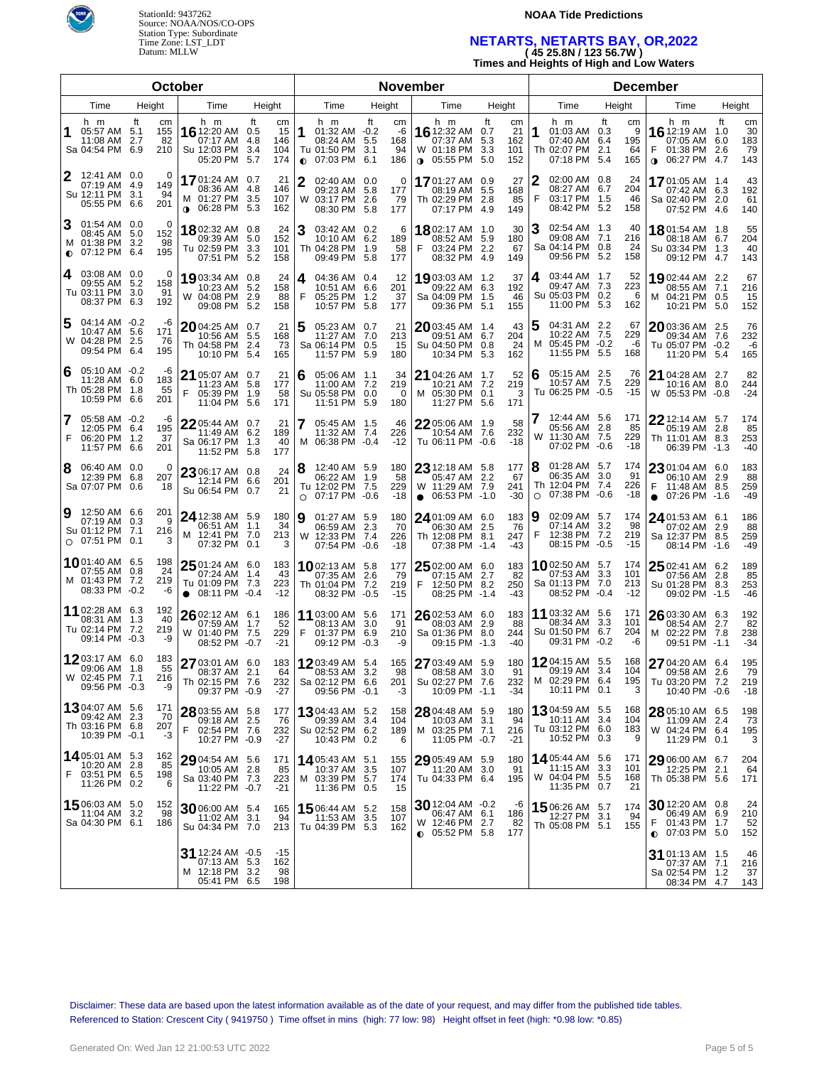StationId: 9437262
Source: NOAA/NOS/CO-OPS
Station Type: Subordinate
Time Zone: LST_LDT
Datum: MLLW

**NOAA Tide Predictions**

# NETARTS, NETARTS BAY, OR,2022

**( 45 25.8N / 123 56.7W )**
**Times and Heights of High and Low Waters**

## October

| Day | Time (h m) | Height (ft) | Height (cm) |
|---|---|---|---|
| 1 Sa | 05:57 AM | 5.1 | 155 |
| | 11:08 AM | 2.7 | 82 |
| | 04:54 PM | 6.9 | 210 |
| 2 Su | 12:41 AM | 0.0 | 0 |
| | 07:19 AM | 4.9 | 149 |
| | 12:11 PM | 3.1 | 94 |
| | 05:55 PM | 6.6 | 201 |
| 3 M | 01:54 AM | 0.0 | 0 |
| | 08:45 AM | 5.0 | 152 |
| | 01:38 PM | 3.2 | 98 |
| | 07:12 PM | 6.4 | 195 |
| 4 Tu | 03:08 AM | 0.0 | 0 |
| | 09:55 AM | 5.2 | 158 |
| | 03:11 PM | 3.0 | 91 |
| | 08:37 PM | 6.3 | 192 |
| 5 W | 04:14 AM | -0.2 | -6 |
| | 10:47 AM | 5.6 | 171 |
| | 04:28 PM | 2.5 | 76 |
| | 09:54 PM | 6.4 | 195 |
| 6 Th | 05:10 AM | -0.2 | -6 |
| | 11:28 AM | 6.0 | 183 |
| | 05:28 PM | 1.8 | 55 |
| | 10:59 PM | 6.6 | 201 |
| 7 F | 05:58 AM | -0.2 | -6 |
| | 12:05 PM | 6.4 | 195 |
| | 06:20 PM | 1.2 | 37 |
| | 11:57 PM | 6.6 | 201 |
| 8 Sa | 06:40 AM | 0.0 | 0 |
| | 12:39 PM | 6.8 | 207 |
| | 07:07 PM | 0.6 | 18 |
| 9 Su | 12:50 AM | 6.6 | 201 |
| | 07:19 AM | 0.3 | 9 |
| | 01:12 PM | 7.1 | 216 |
| | 07:51 PM | 0.1 | 3 |
| 10 M | 01:40 AM | 6.5 | 198 |
| | 07:55 AM | 0.8 | 24 |
| | 01:43 PM | 7.2 | 219 |
| | 08:33 PM | -0.2 | -6 |
| 11 Tu | 02:28 AM | 6.3 | 192 |
| | 08:31 AM | 1.3 | 40 |
| | 02:14 PM | 7.2 | 219 |
| | 09:14 PM | -0.3 | -9 |
| 12 W | 03:17 AM | 6.0 | 183 |
| | 09:06 AM | 1.8 | 55 |
| | 02:45 PM | 7.1 | 216 |
| | 09:56 PM | -0.3 | -9 |
| 13 Th | 04:07 AM | 5.6 | 171 |
| | 09:42 AM | 2.3 | 70 |
| | 03:16 PM | 6.8 | 207 |
| | 10:39 PM | -0.1 | -3 |
| 14 F | 05:01 AM | 5.3 | 162 |
| | 10:20 AM | 2.8 | 85 |
| | 03:51 PM | 6.5 | 198 |
| | 11:26 PM | 0.2 | 6 |
| 15 Sa | 06:03 AM | 5.0 | 152 |
| | 11:04 AM | 3.2 | 98 |
| | 04:30 PM | 6.1 | 186 |
| 16 Su | 12:20 AM | 0.5 | 15 |
| | 07:17 AM | 4.8 | 146 |
| | 12:03 PM | 3.4 | 104 |
| | 05:20 PM | 5.7 | 174 |
| 17 M | 01:24 AM | 0.7 | 21 |
| | 08:36 AM | 4.8 | 146 |
| | 01:27 PM | 3.5 | 107 |
| | 06:28 PM | 5.3 | 162 |
| 18 Tu | 02:32 AM | 0.8 | 24 |
| | 09:39 AM | 5.0 | 152 |
| | 02:59 PM | 3.3 | 101 |
| | 07:51 PM | 5.2 | 158 |
| 19 W | 03:34 AM | 0.8 | 24 |
| | 10:23 AM | 5.2 | 158 |
| | 04:08 PM | 2.9 | 88 |
| | 09:08 PM | 5.2 | 158 |
| 20 Th | 04:25 AM | 0.7 | 21 |
| | 10:56 AM | 5.5 | 168 |
| | 04:58 PM | 2.4 | 73 |
| | 10:10 PM | 5.4 | 165 |
| 21 F | 05:07 AM | 0.7 | 21 |
| | 11:23 AM | 5.8 | 177 |
| | 05:39 PM | 1.9 | 58 |
| | 11:04 PM | 5.6 | 171 |
| 22 Sa | 05:44 AM | 0.7 | 21 |
| | 11:49 AM | 6.2 | 189 |
| | 06:17 PM | 1.3 | 40 |
| | 11:52 PM | 5.8 | 177 |
| 23 Su | 06:17 AM | 0.8 | 24 |
| | 12:14 PM | 6.6 | 201 |
| | 06:54 PM | 0.7 | 21 |
| 24 M | 12:38 AM | 5.9 | 180 |
| | 06:51 AM | 1.1 | 34 |
| | 12:41 PM | 7.0 | 213 |
| | 07:32 PM | 0.1 | 3 |
| 25 Tu | 01:24 AM | 6.0 | 183 |
| | 07:24 AM | 1.4 | 43 |
| | 01:09 PM | 7.3 | 223 |
| | 08:11 PM | -0.4 | -12 |
| 26 W | 02:12 AM | 6.1 | 186 |
| | 07:59 AM | 1.7 | 52 |
| | 01:40 PM | 7.5 | 229 |
| | 08:52 PM | -0.7 | -21 |
| 27 Th | 03:01 AM | 6.0 | 183 |
| | 08:37 AM | 2.1 | 64 |
| | 02:15 PM | 7.6 | 232 |
| | 09:37 PM | -0.9 | -27 |
| 28 F | 03:55 AM | 5.8 | 177 |
| | 09:18 AM | 2.5 | 76 |
| | 02:54 PM | 7.6 | 232 |
| | 10:27 PM | -0.9 | -27 |
| 29 Sa | 04:54 AM | 5.6 | 171 |
| | 10:05 AM | 2.8 | 85 |
| | 03:40 PM | 7.3 | 223 |
| | 11:22 PM | -0.7 | -21 |
| 30 Su | 06:00 AM | 5.4 | 165 |
| | 11:02 AM | 3.1 | 94 |
| | 04:34 PM | 7.0 | 213 |
| 31 M | 12:24 AM | -0.5 | -15 |
| | 07:13 AM | 5.3 | 162 |
| | 12:18 PM | 3.2 | 98 |
| | 05:41 PM | 6.5 | 198 |

## November

| Day | Time (h m) | Height (ft) | Height (cm) |
|---|---|---|---|
| 1 Tu | 01:32 AM | -0.2 | -6 |
| | 08:24 AM | 5.5 | 168 |
| | 01:50 PM | 3.1 | 94 |
| | 07:03 PM | 6.1 | 186 |
| 2 W | 02:40 AM | 0.0 | 0 |
| | 09:23 AM | 5.8 | 177 |
| | 03:17 PM | 2.6 | 79 |
| | 08:30 PM | 5.8 | 177 |
| 3 Th | 03:42 AM | 0.2 | 6 |
| | 10:10 AM | 6.2 | 189 |
| | 04:28 PM | 1.9 | 58 |
| | 09:49 PM | 5.8 | 177 |
| 4 F | 04:36 AM | 0.4 | 12 |
| | 10:51 AM | 6.6 | 201 |
| | 05:25 PM | 1.2 | 37 |
| | 10:57 PM | 5.8 | 177 |
| 5 Sa | 05:23 AM | 0.7 | 21 |
| | 11:27 AM | 7.0 | 213 |
| | 06:14 PM | 0.5 | 15 |
| | 11:57 PM | 5.9 | 180 |
| 6 Su | 05:06 AM | 1.1 | 34 |
| | 11:00 AM | 7.2 | 219 |
| | 05:58 PM | 0.0 | 0 |
| | 11:51 PM | 5.9 | 180 |
| 7 M | 05:45 AM | 1.5 | 46 |
| | 11:32 AM | 7.4 | 226 |
| | 06:38 PM | -0.4 | -12 |
| 8 Tu | 12:40 AM | 5.9 | 180 |
| | 06:22 AM | 1.9 | 58 |
| | 12:02 PM | 7.5 | 229 |
| | 07:17 PM | -0.6 | -18 |
| 9 W | 01:27 AM | 5.9 | 180 |
| | 06:59 AM | 2.3 | 70 |
| | 12:33 PM | 7.4 | 226 |
| | 07:54 PM | -0.6 | -18 |
| 10 Th | 02:13 AM | 5.8 | 177 |
| | 07:35 AM | 2.6 | 79 |
| | 01:04 PM | 7.2 | 219 |
| | 08:32 PM | -0.5 | -15 |
| 11 F | 03:00 AM | 5.6 | 171 |
| | 08:13 AM | 3.0 | 91 |
| | 01:37 PM | 6.9 | 210 |
| | 09:12 PM | -0.3 | -9 |
| 12 Sa | 03:49 AM | 5.4 | 165 |
| | 08:53 AM | 3.2 | 98 |
| | 02:12 PM | 6.6 | 201 |
| | 09:56 PM | -0.1 | -3 |
| 13 Su | 04:43 AM | 5.2 | 158 |
| | 09:39 AM | 3.4 | 104 |
| | 02:52 PM | 6.2 | 189 |
| | 10:43 PM | 0.2 | 6 |
| 14 M | 05:43 AM | 5.1 | 155 |
| | 10:37 AM | 3.5 | 107 |
| | 03:39 PM | 5.7 | 174 |
| | 11:36 PM | 0.5 | 15 |
| 15 Tu | 06:44 AM | 5.2 | 158 |
| | 11:53 AM | 3.5 | 107 |
| | 04:39 PM | 5.3 | 162 |
| 16 W | 12:32 AM | 0.7 | 21 |
| | 07:37 AM | 5.3 | 162 |
| | 01:18 PM | 3.3 | 101 |
| | 05:55 PM | 5.0 | 152 |
| 17 Th | 01:27 AM | 0.9 | 27 |
| | 08:19 AM | 5.5 | 168 |
| | 02:29 PM | 2.8 | 85 |
| | 07:17 PM | 4.9 | 149 |
| 18 F | 02:17 AM | 1.0 | 30 |
| | 08:52 AM | 5.9 | 180 |
| | 03:24 PM | 2.2 | 67 |
| | 08:32 PM | 4.9 | 149 |
| 19 Sa | 03:03 AM | 1.2 | 37 |
| | 09:22 AM | 6.3 | 192 |
| | 04:09 PM | 1.5 | 46 |
| | 09:36 PM | 5.1 | 155 |
| 20 Su | 03:45 AM | 1.4 | 43 |
| | 09:51 AM | 6.7 | 204 |
| | 04:50 PM | 0.8 | 24 |
| | 10:34 PM | 5.3 | 162 |
| 21 M | 04:26 AM | 1.7 | 52 |
| | 10:21 AM | 7.2 | 219 |
| | 05:30 PM | 0.1 | 3 |
| | 11:27 PM | 5.6 | 171 |
| 22 Tu | 05:06 AM | 1.9 | 58 |
| | 10:54 AM | 7.6 | 232 |
| | 06:11 PM | -0.6 | -18 |
| 23 W | 12:18 AM | 5.8 | 177 |
| | 05:47 AM | 2.2 | 67 |
| | 11:29 AM | 7.9 | 241 |
| | 06:53 PM | -1.0 | -30 |
| 24 Th | 01:09 AM | 6.0 | 183 |
| | 06:30 AM | 2.5 | 76 |
| | 12:08 PM | 8.1 | 247 |
| | 07:38 PM | -1.4 | -43 |
| 25 F | 02:00 AM | 6.0 | 183 |
| | 07:15 AM | 2.7 | 82 |
| | 12:50 PM | 8.2 | 250 |
| | 08:25 PM | -1.4 | -43 |
| 26 Sa | 02:53 AM | 6.0 | 183 |
| | 08:03 AM | 2.9 | 88 |
| | 01:36 PM | 8.0 | 244 |
| | 09:15 PM | -1.3 | -40 |
| 27 Su | 03:49 AM | 5.9 | 180 |
| | 08:58 AM | 3.0 | 91 |
| | 02:27 PM | 7.6 | 232 |
| | 10:09 PM | -1.1 | -34 |
| 28 M | 04:48 AM | 5.9 | 180 |
| | 10:03 AM | 3.1 | 94 |
| | 03:25 PM | 7.1 | 216 |
| | 11:05 PM | -0.7 | -21 |
| 29 Tu | 05:49 AM | 5.9 | 180 |
| | 11:20 AM | 3.0 | 91 |
| | 04:33 PM | 6.4 | 195 |
| 30 W | 12:04 AM | -0.2 | -6 |
| | 06:47 AM | 6.1 | 186 |
| | 12:46 PM | 2.7 | 82 |
| | 05:52 PM | 5.8 | 177 |

## December

| Day | Time (h m) | Height (ft) | Height (cm) |
|---|---|---|---|
| 1 Th | 01:03 AM | 0.3 | 9 |
| | 07:40 AM | 6.4 | 195 |
| | 02:07 PM | 2.1 | 64 |
| | 07:18 PM | 5.4 | 165 |
| 2 F | 02:00 AM | 0.8 | 24 |
| | 08:27 AM | 6.7 | 204 |
| | 03:17 PM | 1.5 | 46 |
| | 08:42 PM | 5.2 | 158 |
| 3 Sa | 02:54 AM | 1.3 | 40 |
| | 09:08 AM | 7.1 | 216 |
| | 04:14 PM | 0.8 | 24 |
| | 09:56 PM | 5.2 | 158 |
| 4 Su | 03:44 AM | 1.7 | 52 |
| | 09:47 AM | 7.3 | 223 |
| | 05:03 PM | 0.2 | 6 |
| | 11:00 PM | 5.3 | 162 |
| 5 M | 04:31 AM | 2.2 | 67 |
| | 10:22 AM | 7.5 | 229 |
| | 05:45 PM | -0.2 | -6 |
| | 11:55 PM | 5.5 | 168 |
| 6 Tu | 05:15 AM | 2.5 | 76 |
| | 10:57 AM | 7.5 | 229 |
| | 06:25 PM | -0.5 | -15 |
| 7 W | 12:44 AM | 5.6 | 171 |
| | 05:56 AM | 2.8 | 85 |
| | 11:30 AM | 7.5 | 229 |
| | 07:02 PM | -0.6 | -18 |
| 8 Th | 01:28 AM | 5.7 | 174 |
| | 06:35 AM | 3.0 | 91 |
| | 12:04 PM | 7.4 | 226 |
| | 07:38 PM | -0.6 | -18 |
| 9 F | 02:09 AM | 5.7 | 174 |
| | 07:14 AM | 3.2 | 98 |
| | 12:38 PM | 7.2 | 219 |
| | 08:15 PM | -0.5 | -15 |
| 10 Sa | 02:50 AM | 5.7 | 174 |
| | 07:53 AM | 3.3 | 101 |
| | 01:13 PM | 7.0 | 213 |
| | 08:52 PM | -0.4 | -12 |
| 11 Su | 03:32 AM | 5.6 | 171 |
| | 08:34 AM | 3.3 | 101 |
| | 01:50 PM | 6.7 | 204 |
| | 09:31 PM | -0.2 | -6 |
| 12 M | 04:15 AM | 5.5 | 168 |
| | 09:19 AM | 3.4 | 104 |
| | 02:29 PM | 6.4 | 195 |
| | 10:11 PM | 0.1 | 3 |
| 13 Tu | 04:59 AM | 5.5 | 168 |
| | 10:11 AM | 3.4 | 104 |
| | 03:12 PM | 6.0 | 183 |
| | 10:52 PM | 0.3 | 9 |
| 14 W | 05:44 AM | 5.6 | 171 |
| | 11:15 AM | 3.3 | 101 |
| | 04:04 PM | 5.5 | 168 |
| | 11:35 PM | 0.7 | 21 |
| 15 Th | 06:26 AM | 5.7 | 174 |
| | 12:27 PM | 3.1 | 94 |
| | 05:08 PM | 5.1 | 155 |
| 16 F | 12:19 AM | 1.0 | 30 |
| | 07:05 AM | 6.0 | 183 |
| | 01:38 PM | 2.6 | 79 |
| | 06:27 PM | 4.7 | 143 |
| 17 Sa | 01:05 AM | 1.4 | 43 |
| | 07:42 AM | 6.3 | 192 |
| | 02:40 PM | 2.0 | 61 |
| | 07:52 PM | 4.6 | 140 |
| 18 Su | 01:54 AM | 1.8 | 55 |
| | 08:18 AM | 6.7 | 204 |
| | 03:34 PM | 1.3 | 40 |
| | 09:12 PM | 4.7 | 143 |
| 19 M | 02:44 AM | 2.2 | 67 |
| | 08:55 AM | 7.1 | 216 |
| | 04:21 PM | 0.5 | 15 |
| | 10:21 PM | 5.0 | 152 |
| 20 Tu | 03:36 AM | 2.5 | 76 |
| | 09:34 AM | 7.6 | 232 |
| | 05:07 PM | -0.2 | -6 |
| | 11:20 PM | 5.4 | 165 |
| 21 W | 04:28 AM | 2.7 | 82 |
| | 10:16 AM | 8.0 | 244 |
| | 05:53 PM | -0.8 | -24 |
| 22 Th | 12:14 AM | 5.7 | 174 |
| | 05:19 AM | 2.8 | 85 |
| | 11:01 AM | 8.3 | 253 |
| | 06:39 PM | -1.3 | -40 |
| 23 F | 01:04 AM | 6.0 | 183 |
| | 06:10 AM | 2.9 | 88 |
| | 11:48 AM | 8.5 | 259 |
| | 07:26 PM | -1.6 | -49 |
| 24 Sa | 01:53 AM | 6.1 | 186 |
| | 07:02 AM | 2.9 | 88 |
| | 12:37 PM | 8.5 | 259 |
| | 08:14 PM | -1.6 | -49 |
| 25 Su | 02:41 AM | 6.2 | 189 |
| | 07:56 AM | 2.8 | 85 |
| | 01:28 PM | 8.3 | 253 |
| | 09:02 PM | -1.5 | -46 |
| 26 M | 03:30 AM | 6.3 | 192 |
| | 08:54 AM | 2.7 | 82 |
| | 02:22 PM | 7.8 | 238 |
| | 09:51 PM | -1.1 | -34 |
| 27 Tu | 04:20 AM | 6.4 | 195 |
| | 09:58 AM | 2.6 | 79 |
| | 03:20 PM | 7.2 | 219 |
| | 10:40 PM | -0.6 | -18 |
| 28 W | 05:10 AM | 6.5 | 198 |
| | 11:09 AM | 2.4 | 73 |
| | 04:24 PM | 6.4 | 195 |
| | 11:29 PM | 0.1 | 3 |
| 29 Th | 06:00 AM | 6.7 | 204 |
| | 12:25 PM | 2.1 | 64 |
| | 05:38 PM | 5.6 | 171 |
| 30 F | 12:20 AM | 0.8 | 24 |
| | 06:49 AM | 6.9 | 210 |
| | 01:43 PM | 1.7 | 52 |
| | 07:03 PM | 5.0 | 152 |
| 31 Sa | 01:13 AM | 1.5 | 46 |
| | 07:37 AM | 7.1 | 216 |
| | 02:54 PM | 1.2 | 37 |
| | 08:34 PM | 4.7 | 143 |

Disclaimer: These data are based upon the latest information available as of the date of your request, and may differ from the published tide tables.
Referenced to Station: Crescent City ( 9419750 ) Time offset in mins (high: 77 low: 98) Height offset in feet (high: *0.98 low: *0.85)

Generated On: Wed Jan 12 21:00:53 UTC 2022